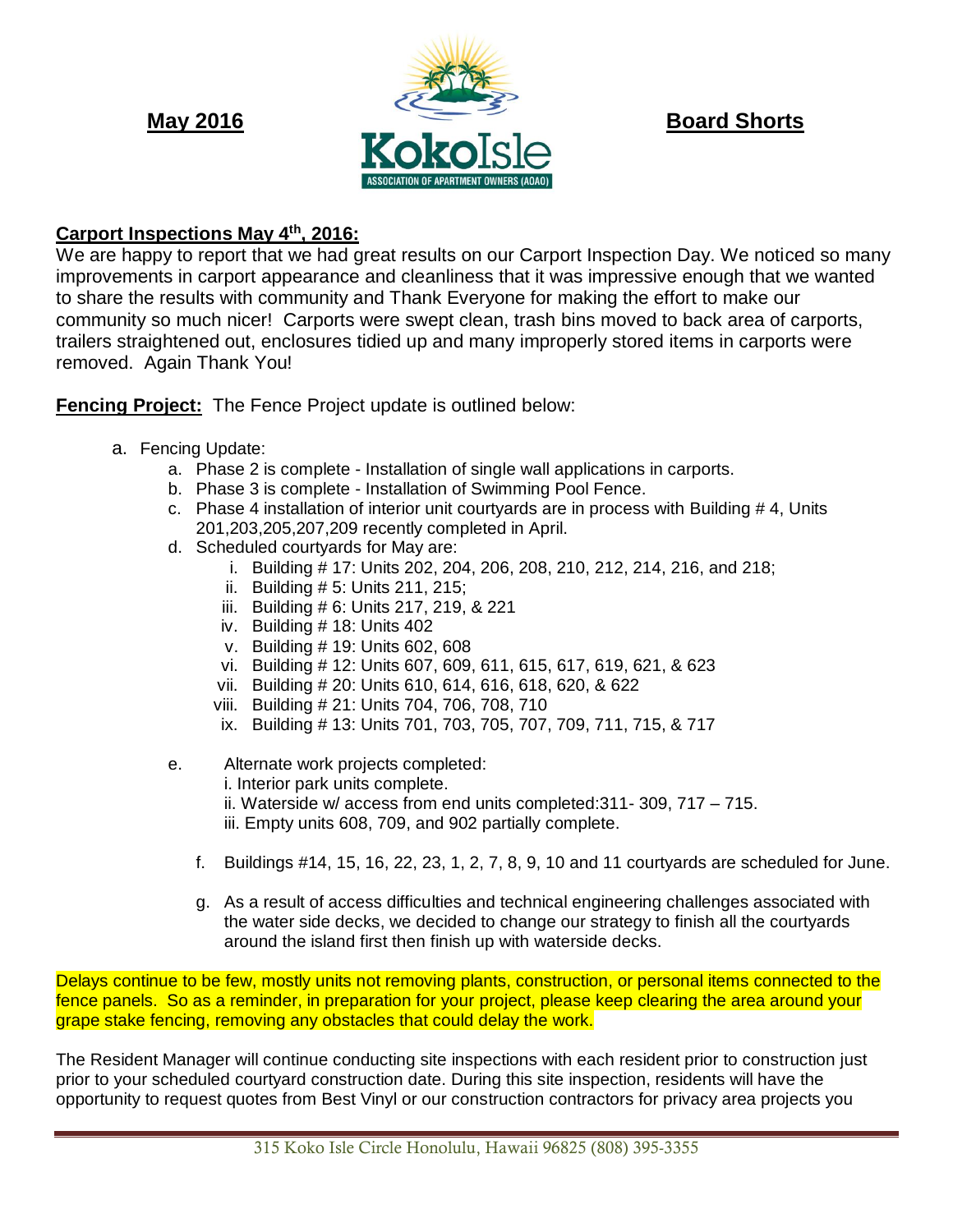**May 2016** **Board Shorts**

KokoIsle
ASSOCIATION OF APARTMENT OWNERS (AOAO)

**Carport Inspections May 4th, 2016:**

We are happy to report that we had great results on our Carport Inspection Day. We noticed so many improvements in carport appearance and cleanliness that it was impressive enough that we wanted to share the results with community and Thank Everyone for making the effort to make our community so much nicer! Carports were swept clean, trash bins moved to back area of carports, trailers straightened out, enclosures tidied up and many improperly stored items in carports were removed. Again Thank You!

**Fencing Project:** The Fence Project update is outlined below:

a. Fencing Update:
   a. Phase 2 is complete - Installation of single wall applications in carports.
   b. Phase 3 is complete - Installation of Swimming Pool Fence.
   c. Phase 4 installation of interior unit courtyards are in process with Building # 4, Units 201,203,205,207,209 recently completed in April.
   d. Scheduled courtyards for May are:
      i. Building # 17: Units 202, 204, 206, 208, 210, 212, 214, 216, and 218;
      ii. Building # 5: Units 211, 215;
      iii. Building # 6: Units 217, 219, & 221
      iv. Building # 18: Units 402
      v. Building # 19: Units 602, 608
      vi. Building # 12: Units 607, 609, 611, 615, 617, 619, 621, & 623
      vii. Building # 20: Units 610, 614, 616, 618, 620, & 622
      viii. Building # 21: Units 704, 706, 708, 710
      ix. Building # 13: Units 701, 703, 705, 707, 709, 711, 715, & 717
   e. Alternate work projects completed:
      i. Interior park units complete.
      ii. Waterside w/ access from end units completed:311- 309, 717 – 715.
      iii. Empty units 608, 709, and 902 partially complete.
   f. Buildings #14, 15, 16, 22, 23, 1, 2, 7, 8, 9, 10 and 11 courtyards are scheduled for June.
   g. As a result of access difficulties and technical engineering challenges associated with the water side decks, we decided to change our strategy to finish all the courtyards around the island first then finish up with waterside decks.

Delays continue to be few, mostly units not removing plants, construction, or personal items connected to the fence panels. So as a reminder, in preparation for your project, please keep clearing the area around your grape stake fencing, removing any obstacles that could delay the work.

The Resident Manager will continue conducting site inspections with each resident prior to construction just prior to your scheduled courtyard construction date. During this site inspection, residents will have the opportunity to request quotes from Best Vinyl or our construction contractors for privacy area projects you

315 Koko Isle Circle Honolulu, Hawaii 96825 (808) 395-3355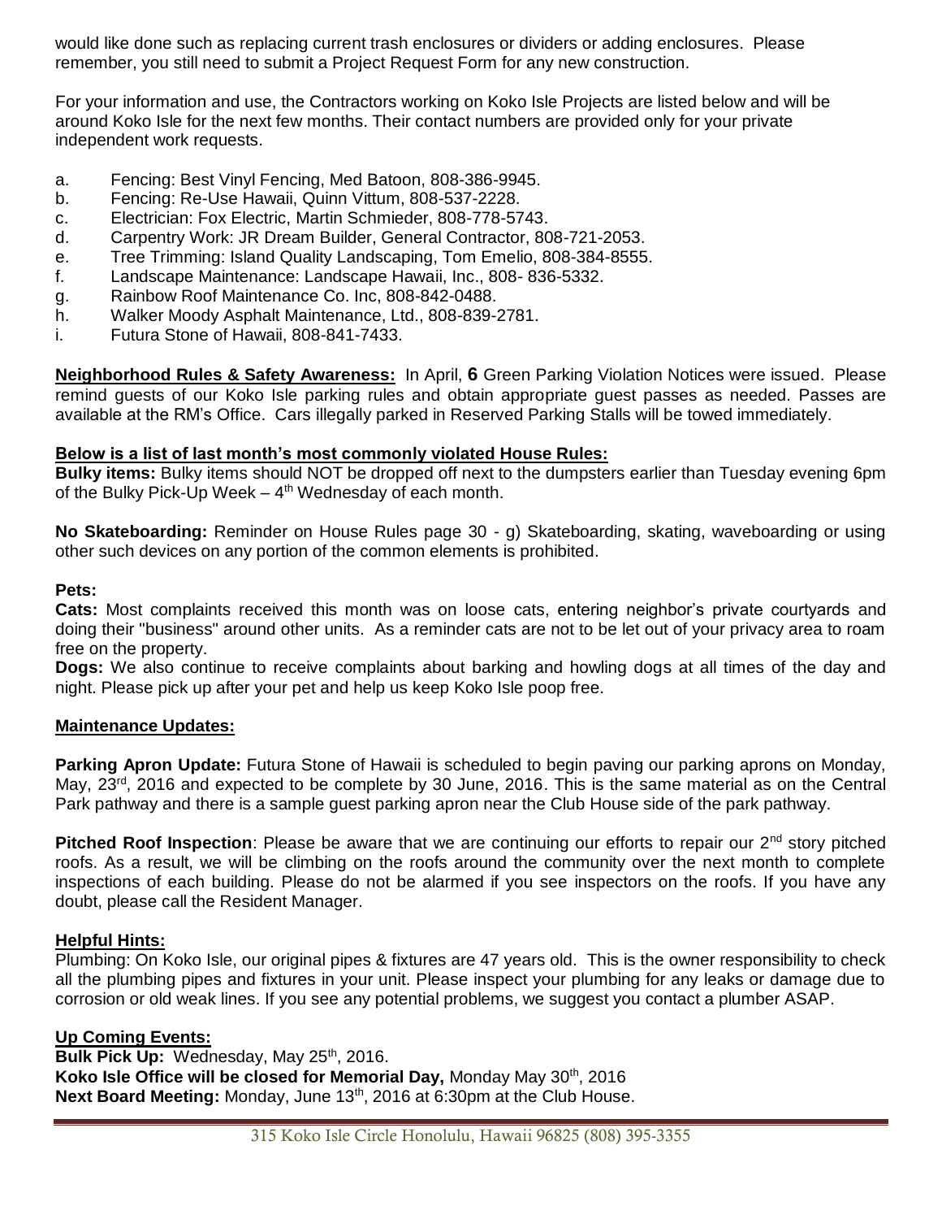would like done such as replacing current trash enclosures or dividers or adding enclosures. Please remember, you still need to submit a Project Request Form for any new construction.

For your information and use, the Contractors working on Koko Isle Projects are listed below and will be around Koko Isle for the next few months. Their contact numbers are provided only for your private independent work requests.

a. Fencing: Best Vinyl Fencing, Med Batoon, 808-386-9945.
b. Fencing: Re-Use Hawaii, Quinn Vittum, 808-537-2228.
c. Electrician: Fox Electric, Martin Schmieder, 808-778-5743.
d. Carpentry Work: JR Dream Builder, General Contractor, 808-721-2053.
e. Tree Trimming: Island Quality Landscaping, Tom Emelio, 808-384-8555.
f. Landscape Maintenance: Landscape Hawaii, Inc., 808- 836-5332.
g. Rainbow Roof Maintenance Co. Inc, 808-842-0488.
h. Walker Moody Asphalt Maintenance, Ltd., 808-839-2781.
i. Futura Stone of Hawaii, 808-841-7433.

**Neighborhood Rules & Safety Awareness:** In April, **6** Green Parking Violation Notices were issued. Please remind guests of our Koko Isle parking rules and obtain appropriate guest passes as needed. Passes are available at the RM's Office. Cars illegally parked in Reserved Parking Stalls will be towed immediately.

**Below is a list of last month's most commonly violated House Rules:**

**Bulky items:** Bulky items should NOT be dropped off next to the dumpsters earlier than Tuesday evening 6pm of the Bulky Pick-Up Week – 4th Wednesday of each month.

**No Skateboarding:** Reminder on House Rules page 30 - g) Skateboarding, skating, waveboarding or using other such devices on any portion of the common elements is prohibited.

**Pets:**

**Cats:** Most complaints received this month was on loose cats, entering neighbor's private courtyards and doing their "business" around other units. As a reminder cats are not to be let out of your privacy area to roam free on the property.

**Dogs:** We also continue to receive complaints about barking and howling dogs at all times of the day and night. Please pick up after your pet and help us keep Koko Isle poop free.

**Maintenance Updates:**

**Parking Apron Update:** Futura Stone of Hawaii is scheduled to begin paving our parking aprons on Monday, May, 23rd, 2016 and expected to be complete by 30 June, 2016. This is the same material as on the Central Park pathway and there is a sample guest parking apron near the Club House side of the park pathway.

**Pitched Roof Inspection**: Please be aware that we are continuing our efforts to repair our 2nd story pitched roofs. As a result, we will be climbing on the roofs around the community over the next month to complete inspections of each building. Please do not be alarmed if you see inspectors on the roofs. If you have any doubt, please call the Resident Manager.

**Helpful Hints:**

Plumbing: On Koko Isle, our original pipes & fixtures are 47 years old. This is the owner responsibility to check all the plumbing pipes and fixtures in your unit. Please inspect your plumbing for any leaks or damage due to corrosion or old weak lines. If you see any potential problems, we suggest you contact a plumber ASAP.

**Up Coming Events:**

**Bulk Pick Up:** Wednesday, May 25th, 2016.
**Koko Isle Office will be closed for Memorial Day,** Monday May 30th, 2016
**Next Board Meeting:** Monday, June 13th, 2016 at 6:30pm at the Club House.

315 Koko Isle Circle Honolulu, Hawaii 96825 (808) 395-3355